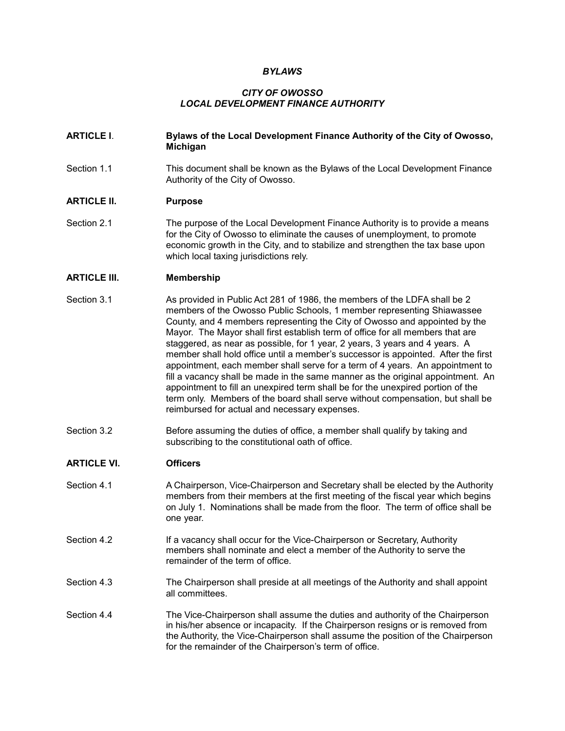***BYLAWS***

***CITY OF OWOSSO***
***LOCAL DEVELOPMENT FINANCE AUTHORITY***

**ARTICLE I. Bylaws of the Local Development Finance Authority of the City of Owosso, Michigan**

Section 1.1 This document shall be known as the Bylaws of the Local Development Finance Authority of the City of Owosso.

**ARTICLE II. Purpose**

Section 2.1 The purpose of the Local Development Finance Authority is to provide a means for the City of Owosso to eliminate the causes of unemployment, to promote economic growth in the City, and to stabilize and strengthen the tax base upon which local taxing jurisdictions rely.

**ARTICLE III. Membership**

Section 3.1 As provided in Public Act 281 of 1986, the members of the LDFA shall be 2 members of the Owosso Public Schools, 1 member representing Shiawassee County, and 4 members representing the City of Owosso and appointed by the Mayor. The Mayor shall first establish term of office for all members that are staggered, as near as possible, for 1 year, 2 years, 3 years and 4 years. A member shall hold office until a member's successor is appointed. After the first appointment, each member shall serve for a term of 4 years. An appointment to fill a vacancy shall be made in the same manner as the original appointment. An appointment to fill an unexpired term shall be for the unexpired portion of the term only. Members of the board shall serve without compensation, but shall be reimbursed for actual and necessary expenses.

Section 3.2 Before assuming the duties of office, a member shall qualify by taking and subscribing to the constitutional oath of office.

**ARTICLE VI. Officers**

Section 4.1 A Chairperson, Vice-Chairperson and Secretary shall be elected by the Authority members from their members at the first meeting of the fiscal year which begins on July 1. Nominations shall be made from the floor. The term of office shall be one year.

Section 4.2 If a vacancy shall occur for the Vice-Chairperson or Secretary, Authority members shall nominate and elect a member of the Authority to serve the remainder of the term of office.

Section 4.3 The Chairperson shall preside at all meetings of the Authority and shall appoint all committees.

Section 4.4 The Vice-Chairperson shall assume the duties and authority of the Chairperson in his/her absence or incapacity. If the Chairperson resigns or is removed from the Authority, the Vice-Chairperson shall assume the position of the Chairperson for the remainder of the Chairperson's term of office.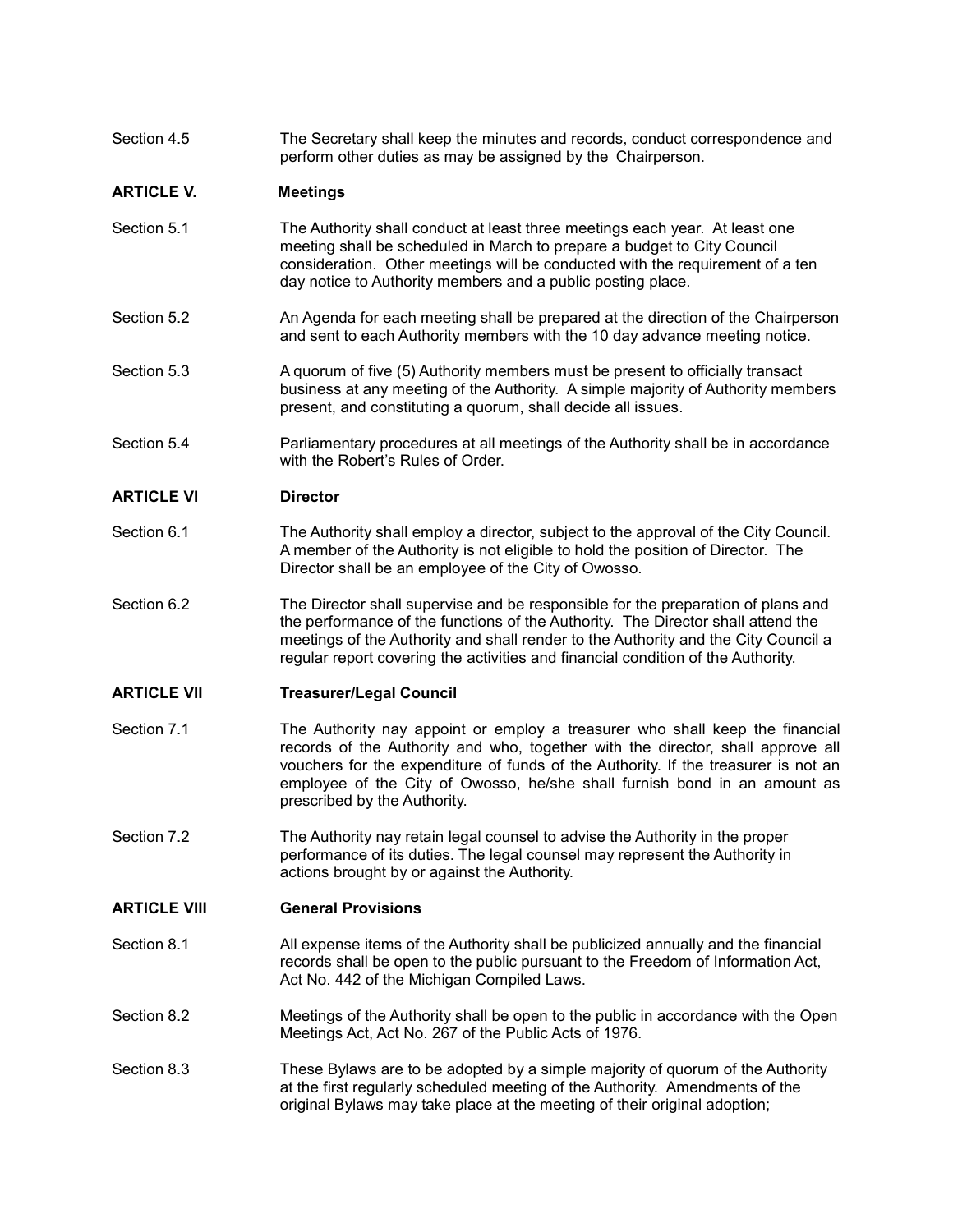Section 4.5 The Secretary shall keep the minutes and records, conduct correspondence and perform other duties as may be assigned by the Chairperson.

## ARTICLE V. Meetings

Section 5.1 The Authority shall conduct at least three meetings each year. At least one meeting shall be scheduled in March to prepare a budget to City Council consideration. Other meetings will be conducted with the requirement of a ten day notice to Authority members and a public posting place.

Section 5.2 An Agenda for each meeting shall be prepared at the direction of the Chairperson and sent to each Authority members with the 10 day advance meeting notice.

Section 5.3 A quorum of five (5) Authority members must be present to officially transact business at any meeting of the Authority. A simple majority of Authority members present, and constituting a quorum, shall decide all issues.

Section 5.4 Parliamentary procedures at all meetings of the Authority shall be in accordance with the Robert's Rules of Order.

## ARTICLE VI Director

Section 6.1 The Authority shall employ a director, subject to the approval of the City Council. A member of the Authority is not eligible to hold the position of Director. The Director shall be an employee of the City of Owosso.

Section 6.2 The Director shall supervise and be responsible for the preparation of plans and the performance of the functions of the Authority. The Director shall attend the meetings of the Authority and shall render to the Authority and the City Council a regular report covering the activities and financial condition of the Authority.

## ARTICLE VII Treasurer/Legal Council

Section 7.1 The Authority nay appoint or employ a treasurer who shall keep the financial records of the Authority and who, together with the director, shall approve all vouchers for the expenditure of funds of the Authority. If the treasurer is not an employee of the City of Owosso, he/she shall furnish bond in an amount as prescribed by the Authority.

Section 7.2 The Authority nay retain legal counsel to advise the Authority in the proper performance of its duties. The legal counsel may represent the Authority in actions brought by or against the Authority.

## ARTICLE VIII General Provisions

Section 8.1 All expense items of the Authority shall be publicized annually and the financial records shall be open to the public pursuant to the Freedom of Information Act, Act No. 442 of the Michigan Compiled Laws.

Section 8.2 Meetings of the Authority shall be open to the public in accordance with the Open Meetings Act, Act No. 267 of the Public Acts of 1976.

Section 8.3 These Bylaws are to be adopted by a simple majority of quorum of the Authority at the first regularly scheduled meeting of the Authority. Amendments of the original Bylaws may take place at the meeting of their original adoption;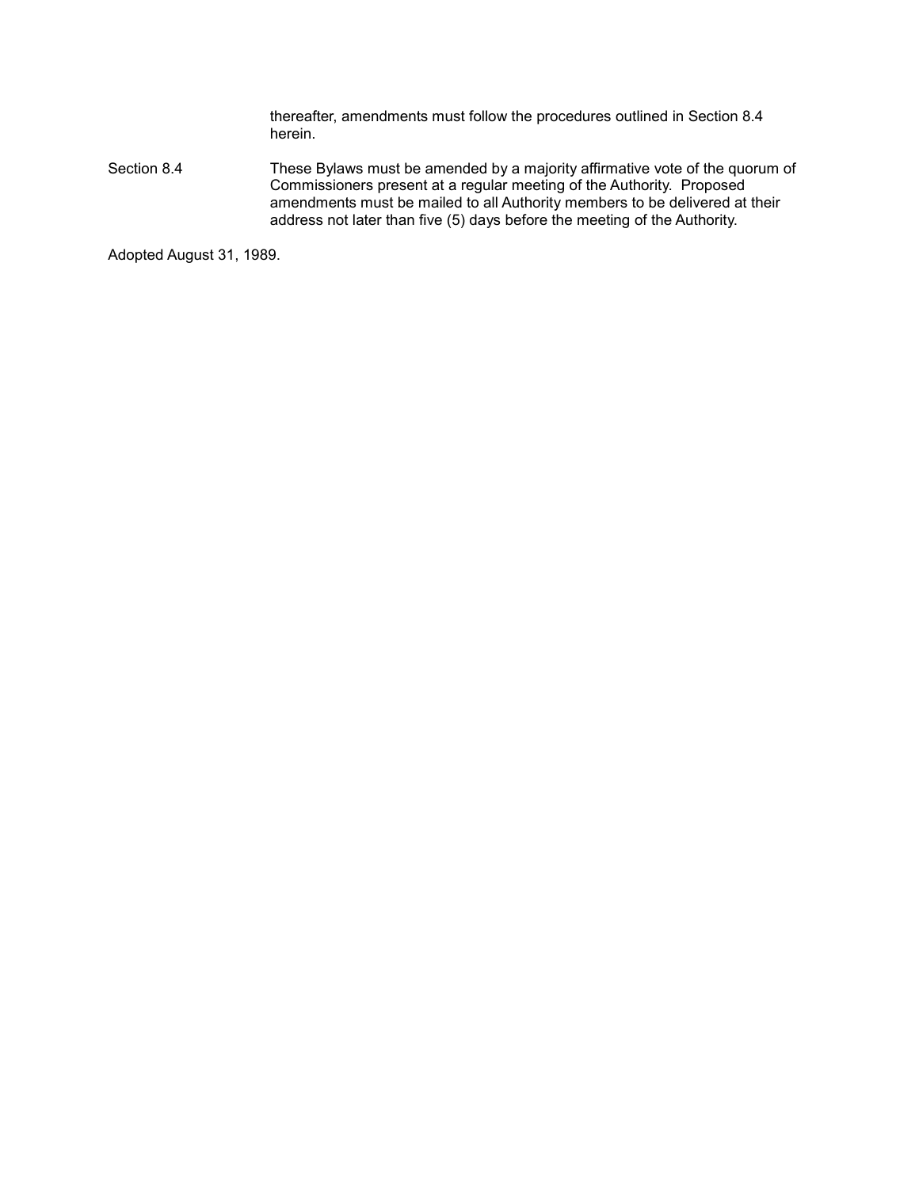thereafter, amendments must follow the procedures outlined in Section 8.4 herein.

Section 8.4 These Bylaws must be amended by a majority affirmative vote of the quorum of Commissioners present at a regular meeting of the Authority. Proposed amendments must be mailed to all Authority members to be delivered at their address not later than five (5) days before the meeting of the Authority.

Adopted August 31, 1989.